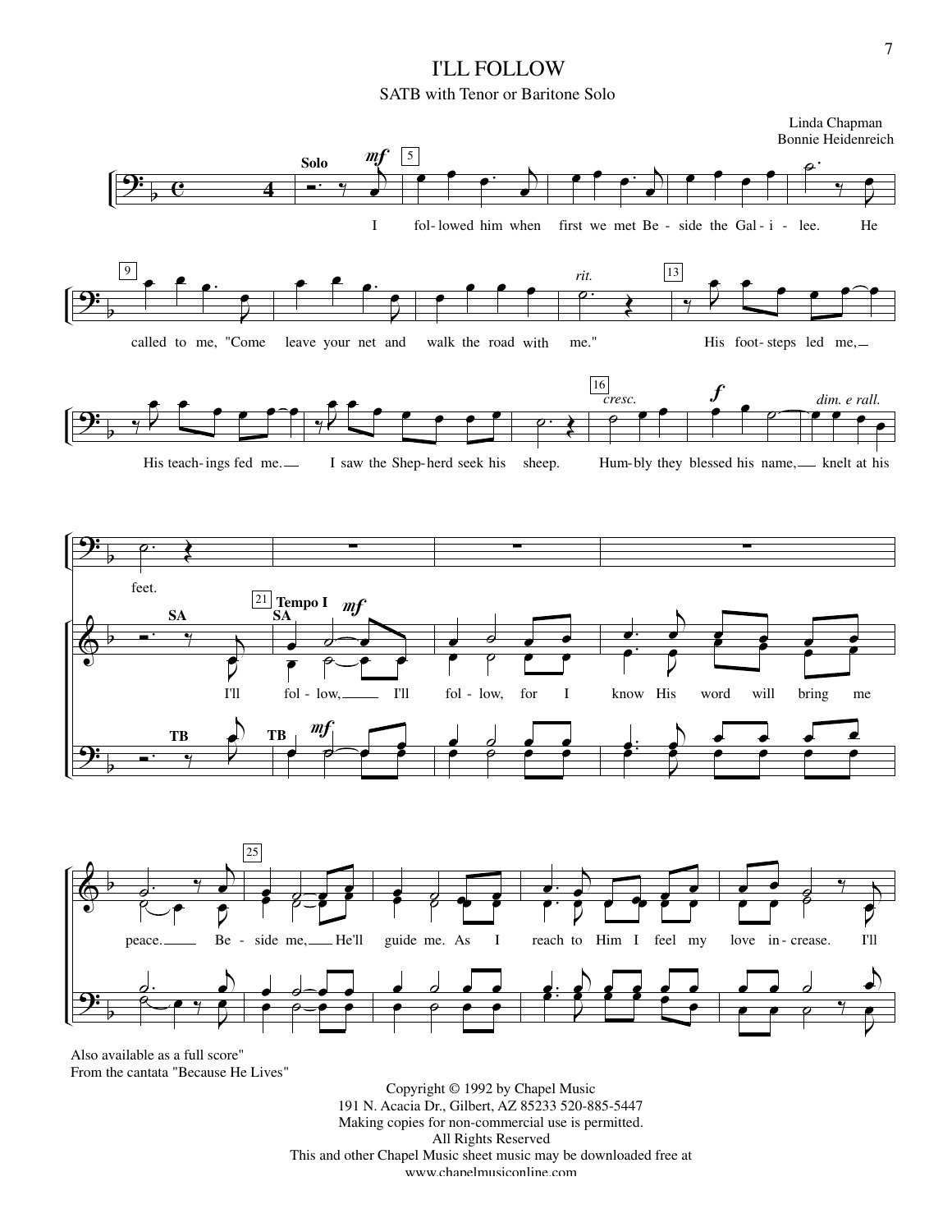# I'LL FOLLOW

SATB with Tenor or Baritone Solo

Linda Chapman
Bonnie Heidenreich

Also available as a full score"
From the cantata "Because He Lives"

Copyright © 1992 by Chapel Music
191 N. Acacia Dr., Gilbert, AZ 85233 520-885-5447
Making copies for non-commercial use is permitted.
All Rights Reserved
This and other Chapel Music sheet music may be downloaded free at
www.chapelmusiconline.com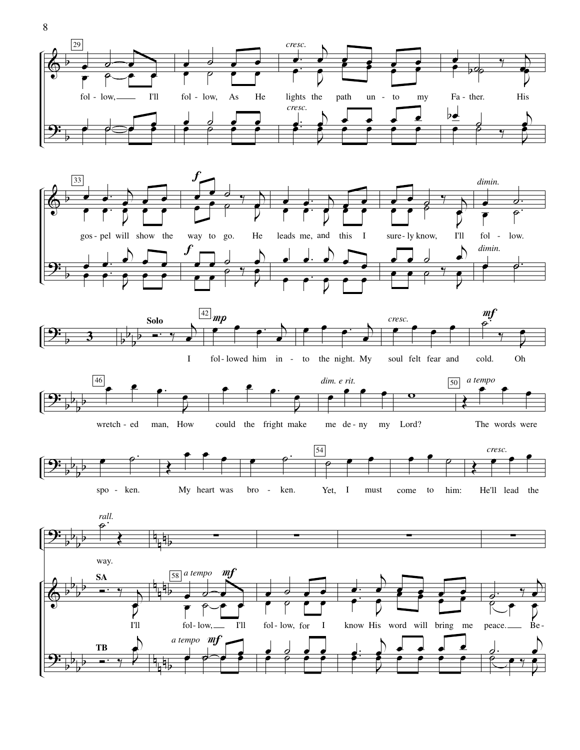29

fol - low, I'll fol - low, As He lights the path un - to my Fa - ther. His

*cresc.*

33

gos - pel will show the way to go. He leads me, and this I sure - ly know, I'll fol - low.

***f***

*dimin.*

**Solo**

42 ***mp***

I fol - lowed him in - to the night. My soul felt fear and cold. Oh

*cresc.* ***mf***

46

wretch - ed man, How could the fright make me de - ny my Lord?

*dim. e rit.*

50 *a tempo*

The words were spo - ken. My heart was bro - ken.

54

Yet, I must come to him: He'll lead the way.

*cresc.* *rall.*

**SA** **TB**

58 *a tempo* ***mf***

I'll fol - low, I'll fol - low, for I know His word will bring me peace. Be -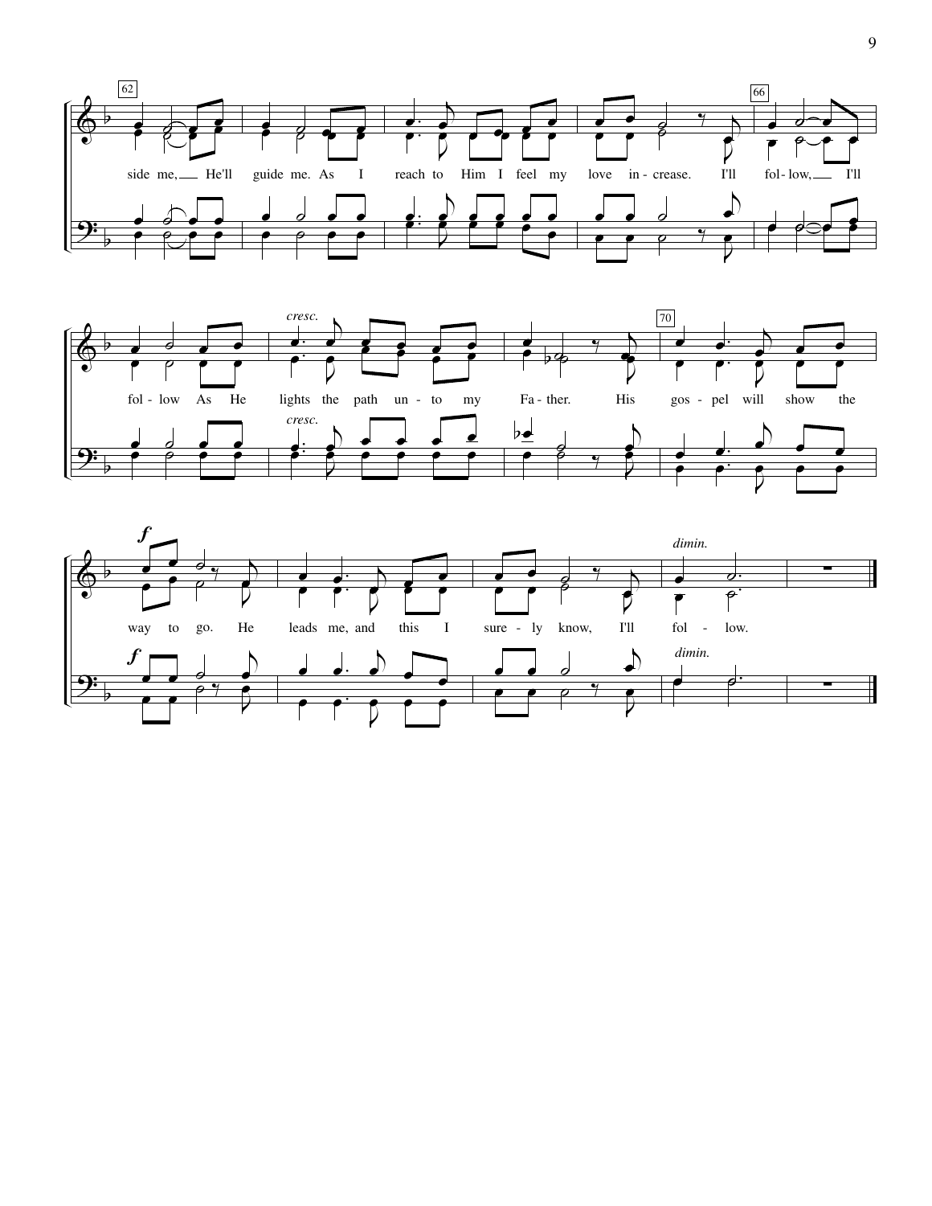side me, He'll guide me. As I reach to Him I feel my love in-crease. I'll fol-low, I'll

fol-low As He lights the path un-to my Fa-ther. His gos-pel will show the

way to go. He leads me, and this I sure-ly know, I'll fol-low.